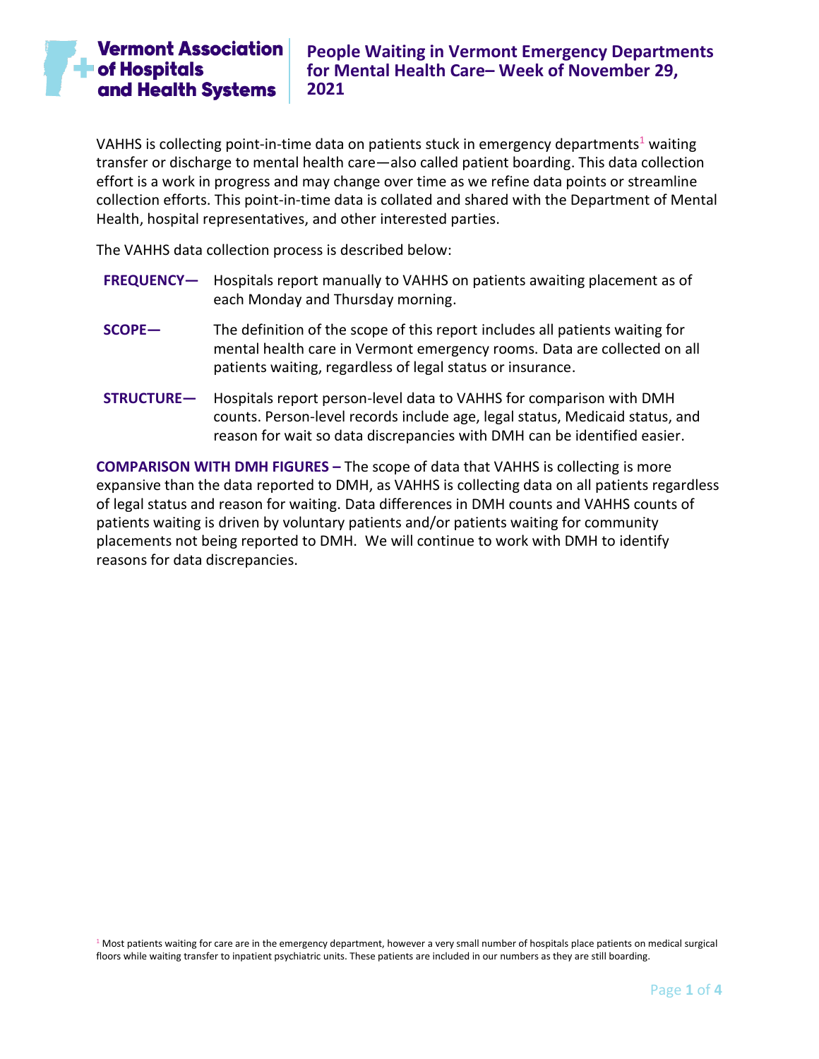**Vermont Association of Hospitals and Health Systems**

# People Waiting in Vermont Emergency Departments for Mental Health Care– Week of November 29, 2021

VAHHS is collecting point-in-time data on patients stuck in emergency departments[1] waiting transfer or discharge to mental health care—also called patient boarding. This data collection effort is a work in progress and may change over time as we refine data points or streamline collection efforts. This point-in-time data is collated and shared with the Department of Mental Health, hospital representatives, and other interested parties.

The VAHHS data collection process is described below:

**FREQUENCY—** Hospitals report manually to VAHHS on patients awaiting placement as of each Monday and Thursday morning.

**SCOPE—** The definition of the scope of this report includes all patients waiting for mental health care in Vermont emergency rooms. Data are collected on all patients waiting, regardless of legal status or insurance.

**STRUCTURE—** Hospitals report person-level data to VAHHS for comparison with DMH counts. Person-level records include age, legal status, Medicaid status, and reason for wait so data discrepancies with DMH can be identified easier.

**COMPARISON WITH DMH FIGURES –** The scope of data that VAHHS is collecting is more expansive than the data reported to DMH, as VAHHS is collecting data on all patients regardless of legal status and reason for waiting. Data differences in DMH counts and VAHHS counts of patients waiting is driven by voluntary patients and/or patients waiting for community placements not being reported to DMH. We will continue to work with DMH to identify reasons for data discrepancies.

[1] Most patients waiting for care are in the emergency department, however a very small number of hospitals place patients on medical surgical floors while waiting transfer to inpatient psychiatric units. These patients are included in our numbers as they are still boarding.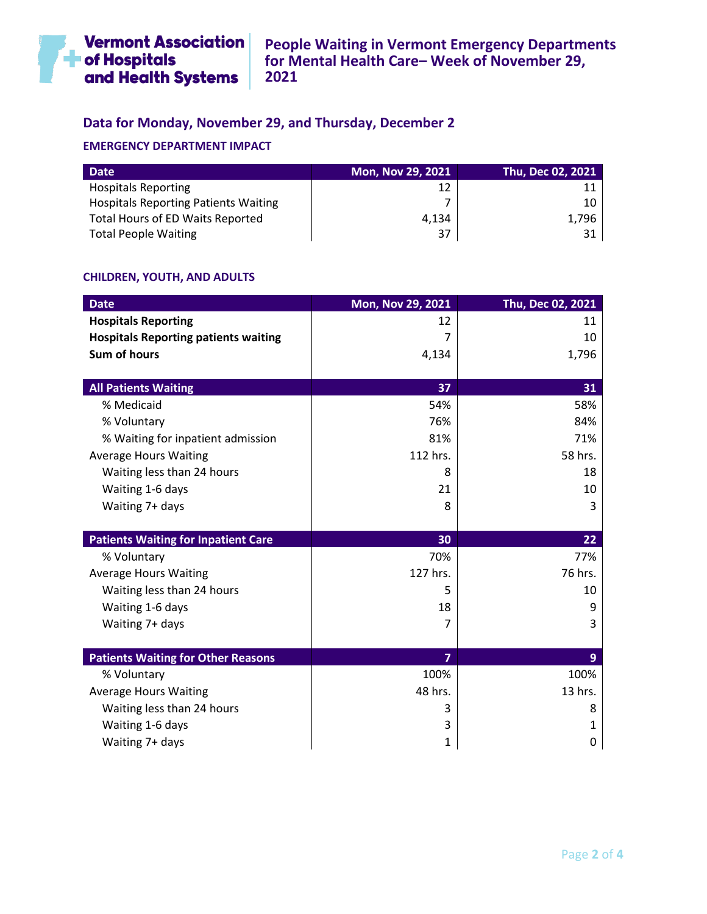# People Waiting in Vermont Emergency Departments for Mental Health Care– Week of November 29, 2021

## Data for Monday, November 29, and Thursday, December 2

### EMERGENCY DEPARTMENT IMPACT

| Date | Mon, Nov 29, 2021 | Thu, Dec 02, 2021 |
|---|---|---|
| Hospitals Reporting | 12 | 11 |
| Hospitals Reporting Patients Waiting | 7 | 10 |
| Total Hours of ED Waits Reported | 4,134 | 1,796 |
| Total People Waiting | 37 | 31 |

### CHILDREN, YOUTH, AND ADULTS

| Date | Mon, Nov 29, 2021 | Thu, Dec 02, 2021 |
|---|---|---|
| **Hospitals Reporting** | 12 | 11 |
| **Hospitals Reporting patients waiting** | 7 | 10 |
| **Sum of hours** | 4,134 | 1,796 |
| **All Patients Waiting** | **37** | **31** |
| % Medicaid | 54% | 58% |
| % Voluntary | 76% | 84% |
| % Waiting for inpatient admission | 81% | 71% |
| Average Hours Waiting | 112 hrs. | 58 hrs. |
| Waiting less than 24 hours | 8 | 18 |
| Waiting 1-6 days | 21 | 10 |
| Waiting 7+ days | 8 | 3 |
| **Patients Waiting for Inpatient Care** | **30** | **22** |
| % Voluntary | 70% | 77% |
| Average Hours Waiting | 127 hrs. | 76 hrs. |
| Waiting less than 24 hours | 5 | 10 |
| Waiting 1-6 days | 18 | 9 |
| Waiting 7+ days | 7 | 3 |
| **Patients Waiting for Other Reasons** | **7** | **9** |
| % Voluntary | 100% | 100% |
| Average Hours Waiting | 48 hrs. | 13 hrs. |
| Waiting less than 24 hours | 3 | 8 |
| Waiting 1-6 days | 3 | 1 |
| Waiting 7+ days | 1 | 0 |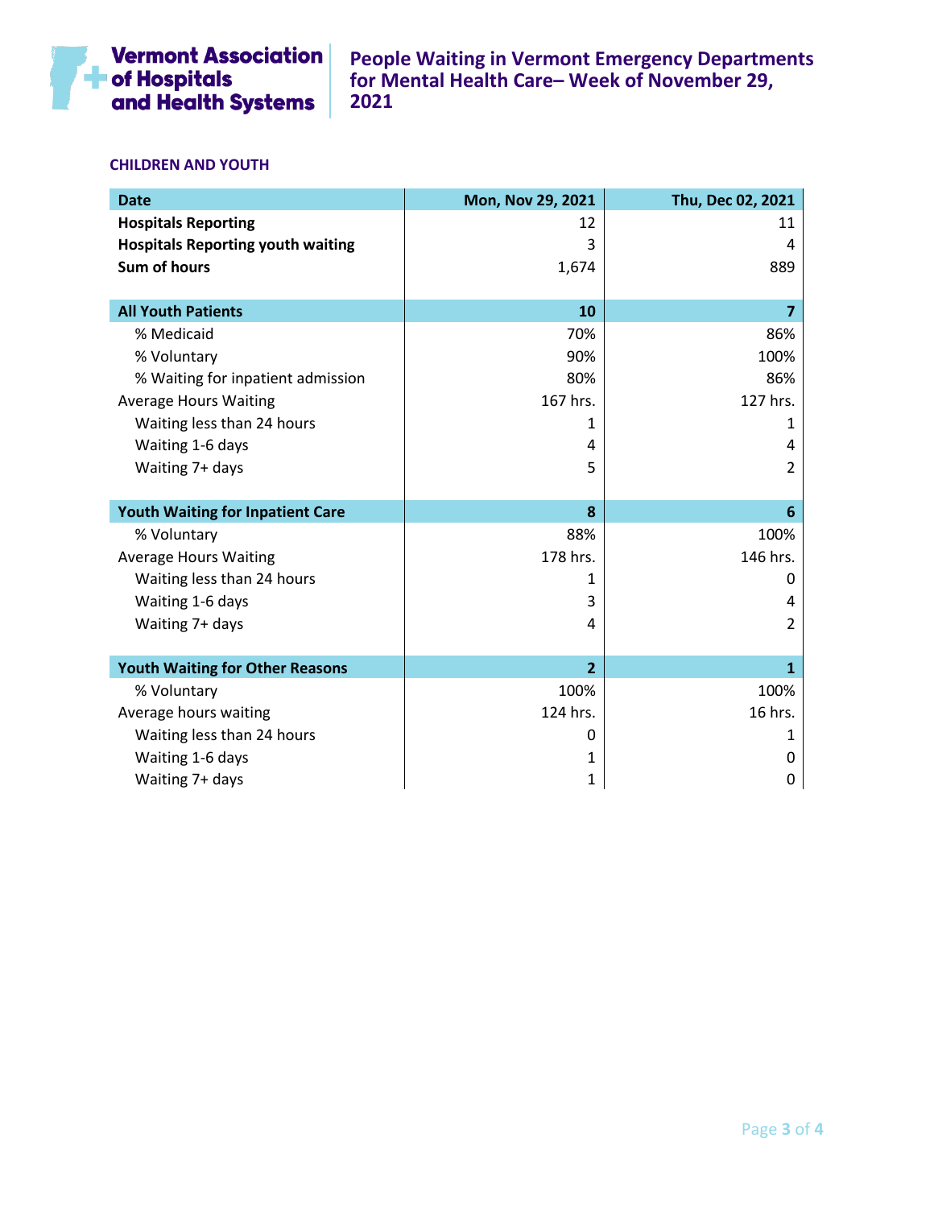# People Waiting in Vermont Emergency Departments for Mental Health Care– Week of November 29, 2021

### CHILDREN AND YOUTH

| **Date** | **Mon, Nov 29, 2021** | **Thu, Dec 02, 2021** |
|---|---|---|
| **Hospitals Reporting** | 12 | 11 |
| **Hospitals Reporting youth waiting** | 3 | 4 |
| **Sum of hours** | 1,674 | 889 |
| | | |
| **All Youth Patients** | **10** | **7** |
| % Medicaid | 70% | 86% |
| % Voluntary | 90% | 100% |
| % Waiting for inpatient admission | 80% | 86% |
| Average Hours Waiting | 167 hrs. | 127 hrs. |
| Waiting less than 24 hours | 1 | 1 |
| Waiting 1-6 days | 4 | 4 |
| Waiting 7+ days | 5 | 2 |
| | | |
| **Youth Waiting for Inpatient Care** | **8** | **6** |
| % Voluntary | 88% | 100% |
| Average Hours Waiting | 178 hrs. | 146 hrs. |
| Waiting less than 24 hours | 1 | 0 |
| Waiting 1-6 days | 3 | 4 |
| Waiting 7+ days | 4 | 2 |
| | | |
| **Youth Waiting for Other Reasons** | **2** | **1** |
| % Voluntary | 100% | 100% |
| Average hours waiting | 124 hrs. | 16 hrs. |
| Waiting less than 24 hours | 0 | 1 |
| Waiting 1-6 days | 1 | 0 |
| Waiting 7+ days | 1 | 0 |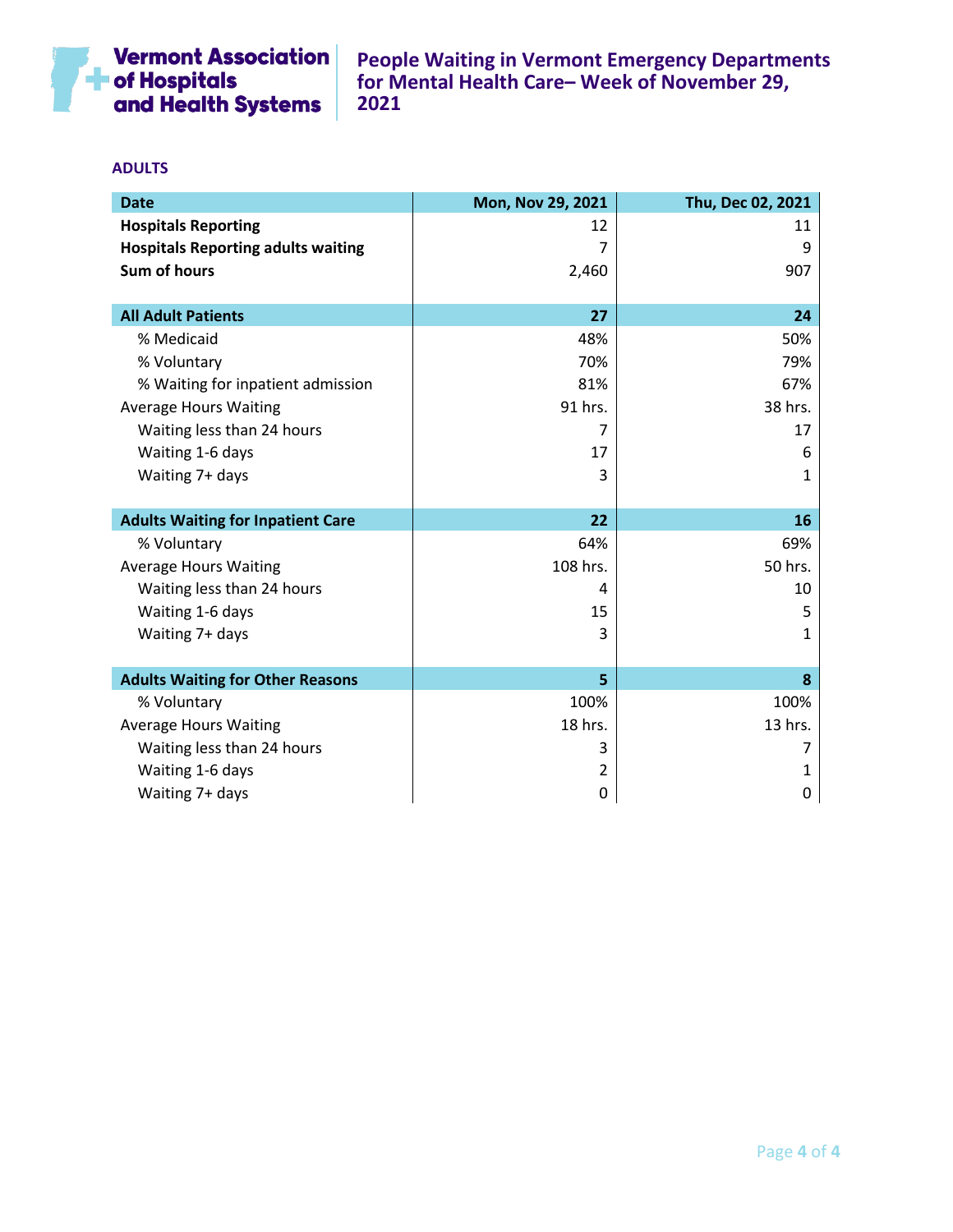# People Waiting in Vermont Emergency Departments for Mental Health Care– Week of November 29, 2021

Vermont Association of Hospitals and Health Systems

## ADULTS

| Date | Mon, Nov 29, 2021 | Thu, Dec 02, 2021 |
|---|---|---|
| **Hospitals Reporting** | 12 | 11 |
| **Hospitals Reporting adults waiting** | 7 | 9 |
| **Sum of hours** | 2,460 | 907 |
| **All Adult Patients** | **27** | **24** |
| % Medicaid | 48% | 50% |
| % Voluntary | 70% | 79% |
| % Waiting for inpatient admission | 81% | 67% |
| Average Hours Waiting | 91 hrs. | 38 hrs. |
| Waiting less than 24 hours | 7 | 17 |
| Waiting 1-6 days | 17 | 6 |
| Waiting 7+ days | 3 | 1 |
| **Adults Waiting for Inpatient Care** | **22** | **16** |
| % Voluntary | 64% | 69% |
| Average Hours Waiting | 108 hrs. | 50 hrs. |
| Waiting less than 24 hours | 4 | 10 |
| Waiting 1-6 days | 15 | 5 |
| Waiting 7+ days | 3 | 1 |
| **Adults Waiting for Other Reasons** | **5** | **8** |
| % Voluntary | 100% | 100% |
| Average Hours Waiting | 18 hrs. | 13 hrs. |
| Waiting less than 24 hours | 3 | 7 |
| Waiting 1-6 days | 2 | 1 |
| Waiting 7+ days | 0 | 0 |